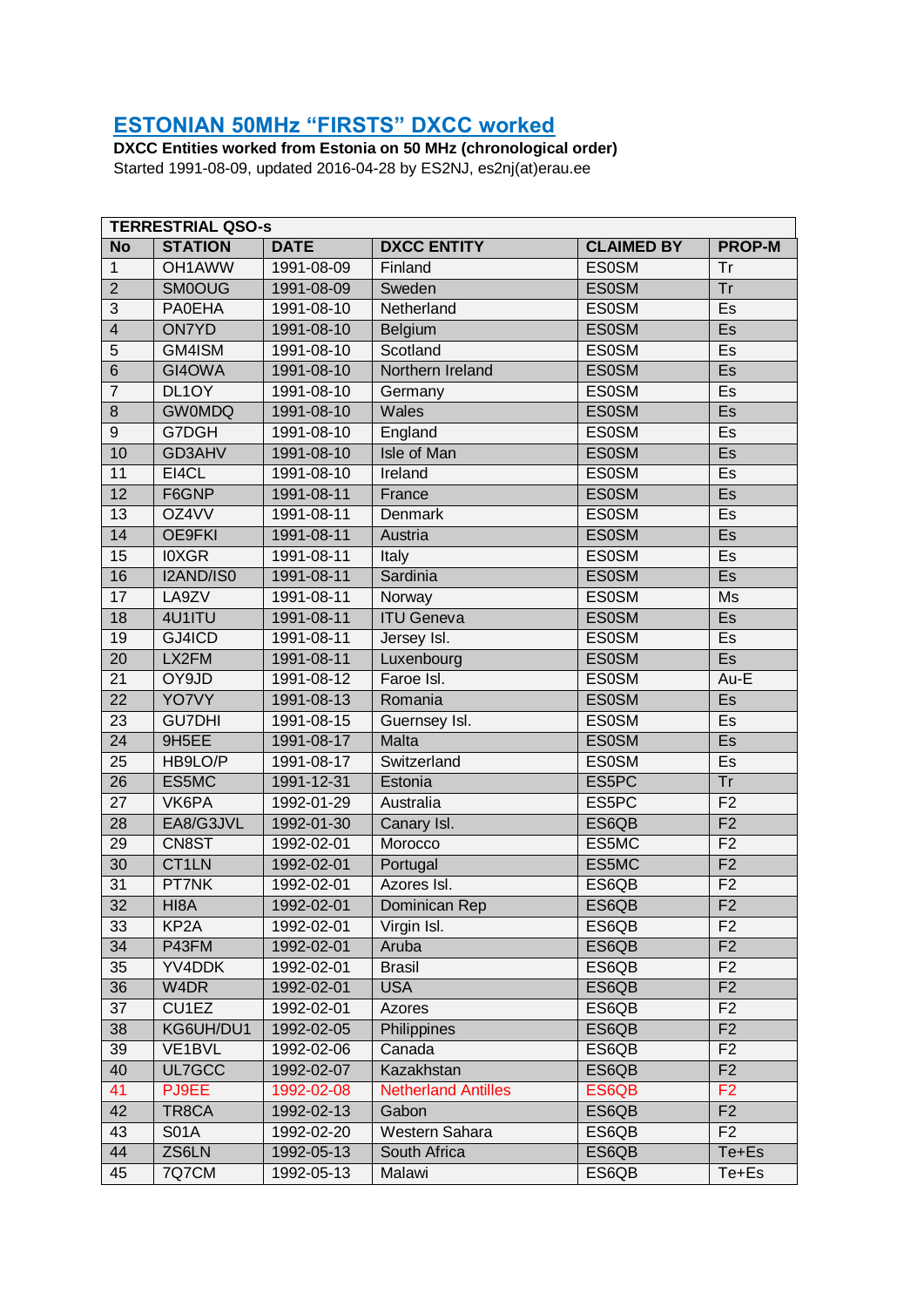# ESTONIAN 50MHz "FIRSTS" DXCC worked

**DXCC Entities worked from Estonia on 50 MHz (chronological order)**
Started 1991-08-09, updated 2016-04-28 by ES2NJ, es2nj(at)erau.ee

| TERRESTRIAL QSO-s | | | | | |
|---|---|---|---|---|---|
| **No** | **STATION** | **DATE** | **DXCC ENTITY** | **CLAIMED BY** | **PROP-M** |
| 1 | OH1AWW | 1991-08-09 | Finland | ES0SM | Tr |
| 2 | SM0OUG | 1991-08-09 | Sweden | ES0SM | Tr |
| 3 | PA0EHA | 1991-08-10 | Netherland | ES0SM | Es |
| 4 | ON7YD | 1991-08-10 | Belgium | ES0SM | Es |
| 5 | GM4ISM | 1991-08-10 | Scotland | ES0SM | Es |
| 6 | GI4OWA | 1991-08-10 | Northern Ireland | ES0SM | Es |
| 7 | DL1OY | 1991-08-10 | Germany | ES0SM | Es |
| 8 | GW0MDQ | 1991-08-10 | Wales | ES0SM | Es |
| 9 | G7DGH | 1991-08-10 | England | ES0SM | Es |
| 10 | GD3AHV | 1991-08-10 | Isle of Man | ES0SM | Es |
| 11 | EI4CL | 1991-08-10 | Ireland | ES0SM | Es |
| 12 | F6GNP | 1991-08-11 | France | ES0SM | Es |
| 13 | OZ4VV | 1991-08-11 | Denmark | ES0SM | Es |
| 14 | OE9FKI | 1991-08-11 | Austria | ES0SM | Es |
| 15 | I0XGR | 1991-08-11 | Italy | ES0SM | Es |
| 16 | I2AND/IS0 | 1991-08-11 | Sardinia | ES0SM | Es |
| 17 | LA9ZV | 1991-08-11 | Norway | ES0SM | Ms |
| 18 | 4U1ITU | 1991-08-11 | ITU Geneva | ES0SM | Es |
| 19 | GJ4ICD | 1991-08-11 | Jersey Isl. | ES0SM | Es |
| 20 | LX2FM | 1991-08-11 | Luxenbourg | ES0SM | Es |
| 21 | OY9JD | 1991-08-12 | Faroe Isl. | ES0SM | Au-E |
| 22 | YO7VY | 1991-08-13 | Romania | ES0SM | Es |
| 23 | GU7DHI | 1991-08-15 | Guernsey Isl. | ES0SM | Es |
| 24 | 9H5EE | 1991-08-17 | Malta | ES0SM | Es |
| 25 | HB9LO/P | 1991-08-17 | Switzerland | ES0SM | Es |
| 26 | ES5MC | 1991-12-31 | Estonia | ES5PC | Tr |
| 27 | VK6PA | 1992-01-29 | Australia | ES5PC | F2 |
| 28 | EA8/G3JVL | 1992-01-30 | Canary Isl. | ES6QB | F2 |
| 29 | CN8ST | 1992-02-01 | Morocco | ES5MC | F2 |
| 30 | CT1LN | 1992-02-01 | Portugal | ES5MC | F2 |
| 31 | PT7NK | 1992-02-01 | Azores Isl. | ES6QB | F2 |
| 32 | HI8A | 1992-02-01 | Dominican Rep | ES6QB | F2 |
| 33 | KP2A | 1992-02-01 | Virgin Isl. | ES6QB | F2 |
| 34 | P43FM | 1992-02-01 | Aruba | ES6QB | F2 |
| 35 | YV4DDK | 1992-02-01 | Brasil | ES6QB | F2 |
| 36 | W4DR | 1992-02-01 | USA | ES6QB | F2 |
| 37 | CU1EZ | 1992-02-01 | Azores | ES6QB | F2 |
| 38 | KG6UH/DU1 | 1992-02-05 | Philippines | ES6QB | F2 |
| 39 | VE1BVL | 1992-02-06 | Canada | ES6QB | F2 |
| 40 | UL7GCC | 1992-02-07 | Kazakhstan | ES6QB | F2 |
| 41 | PJ9EE | 1992-02-08 | Netherland Antilles | ES6QB | F2 |
| 42 | TR8CA | 1992-02-13 | Gabon | ES6QB | F2 |
| 43 | S01A | 1992-02-20 | Western Sahara | ES6QB | F2 |
| 44 | ZS6LN | 1992-05-13 | South Africa | ES6QB | Te+Es |
| 45 | 7Q7CM | 1992-05-13 | Malawi | ES6QB | Te+Es |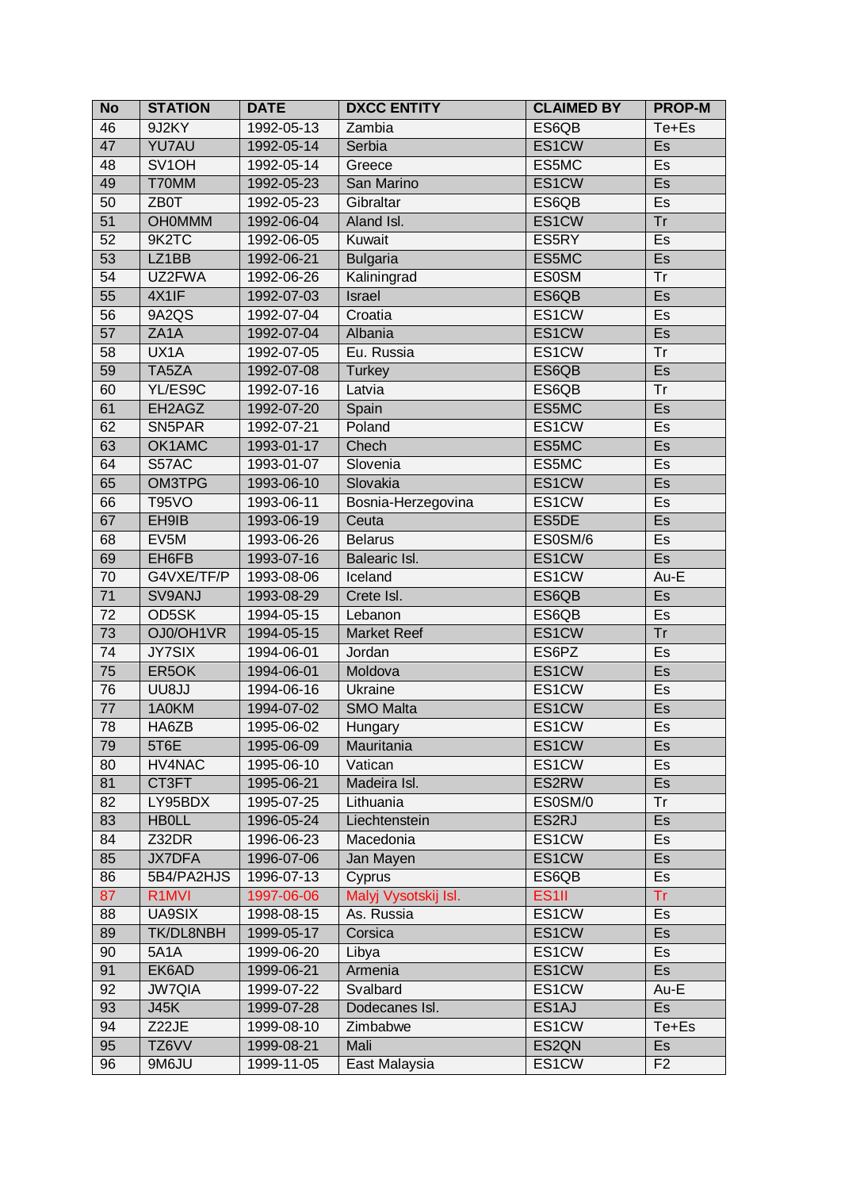| No | STATION | DATE | DXCC ENTITY | CLAIMED BY | PROP-M |
|---|---|---|---|---|---|
| 46 | 9J2KY | 1992-05-13 | Zambia | ES6QB | Te+Es |
| 47 | YU7AU | 1992-05-14 | Serbia | ES1CW | Es |
| 48 | SV1OH | 1992-05-14 | Greece | ES5MC | Es |
| 49 | T70MM | 1992-05-23 | San Marino | ES1CW | Es |
| 50 | ZB0T | 1992-05-23 | Gibraltar | ES6QB | Es |
| 51 | OH0MMM | 1992-06-04 | Aland Isl. | ES1CW | Tr |
| 52 | 9K2TC | 1992-06-05 | Kuwait | ES5RY | Es |
| 53 | LZ1BB | 1992-06-21 | Bulgaria | ES5MC | Es |
| 54 | UZ2FWA | 1992-06-26 | Kaliningrad | ES0SM | Tr |
| 55 | 4X1IF | 1992-07-03 | Israel | ES6QB | Es |
| 56 | 9A2QS | 1992-07-04 | Croatia | ES1CW | Es |
| 57 | ZA1A | 1992-07-04 | Albania | ES1CW | Es |
| 58 | UX1A | 1992-07-05 | Eu. Russia | ES1CW | Tr |
| 59 | TA5ZA | 1992-07-08 | Turkey | ES6QB | Es |
| 60 | YL/ES9C | 1992-07-16 | Latvia | ES6QB | Tr |
| 61 | EH2AGZ | 1992-07-20 | Spain | ES5MC | Es |
| 62 | SN5PAR | 1992-07-21 | Poland | ES1CW | Es |
| 63 | OK1AMC | 1993-01-17 | Chech | ES5MC | Es |
| 64 | S57AC | 1993-01-07 | Slovenia | ES5MC | Es |
| 65 | OM3TPG | 1993-06-10 | Slovakia | ES1CW | Es |
| 66 | T95VO | 1993-06-11 | Bosnia-Herzegovina | ES1CW | Es |
| 67 | EH9IB | 1993-06-19 | Ceuta | ES5DE | Es |
| 68 | EV5M | 1993-06-26 | Belarus | ES0SM/6 | Es |
| 69 | EH6FB | 1993-07-16 | Balearic Isl. | ES1CW | Es |
| 70 | G4VXE/TF/P | 1993-08-06 | Iceland | ES1CW | Au-E |
| 71 | SV9ANJ | 1993-08-29 | Crete Isl. | ES6QB | Es |
| 72 | OD5SK | 1994-05-15 | Lebanon | ES6QB | Es |
| 73 | OJ0/OH1VR | 1994-05-15 | Market Reef | ES1CW | Tr |
| 74 | JY7SIX | 1994-06-01 | Jordan | ES6PZ | Es |
| 75 | ER5OK | 1994-06-01 | Moldova | ES1CW | Es |
| 76 | UU8JJ | 1994-06-16 | Ukraine | ES1CW | Es |
| 77 | 1A0KM | 1994-07-02 | SMO Malta | ES1CW | Es |
| 78 | HA6ZB | 1995-06-02 | Hungary | ES1CW | Es |
| 79 | 5T6E | 1995-06-09 | Mauritania | ES1CW | Es |
| 80 | HV4NAC | 1995-06-10 | Vatican | ES1CW | Es |
| 81 | CT3FT | 1995-06-21 | Madeira Isl. | ES2RW | Es |
| 82 | LY95BDX | 1995-07-25 | Lithuania | ES0SM/0 | Tr |
| 83 | HB0LL | 1996-05-24 | Liechtenstein | ES2RJ | Es |
| 84 | Z32DR | 1996-06-23 | Macedonia | ES1CW | Es |
| 85 | JX7DFA | 1996-07-06 | Jan Mayen | ES1CW | Es |
| 86 | 5B4/PA2HJS | 1996-07-13 | Cyprus | ES6QB | Es |
| 87 | R1MVI | 1997-06-06 | Malyj Vysotskij Isl. | ES1II | Tr |
| 88 | UA9SIX | 1998-08-15 | As. Russia | ES1CW | Es |
| 89 | TK/DL8NBH | 1999-05-17 | Corsica | ES1CW | Es |
| 90 | 5A1A | 1999-06-20 | Libya | ES1CW | Es |
| 91 | EK6AD | 1999-06-21 | Armenia | ES1CW | Es |
| 92 | JW7QIA | 1999-07-22 | Svalbard | ES1CW | Au-E |
| 93 | J45K | 1999-07-28 | Dodecanes Isl. | ES1AJ | Es |
| 94 | Z22JE | 1999-08-10 | Zimbabwe | ES1CW | Te+Es |
| 95 | TZ6VV | 1999-08-21 | Mali | ES2QN | Es |
| 96 | 9M6JU | 1999-11-05 | East Malaysia | ES1CW | F2 |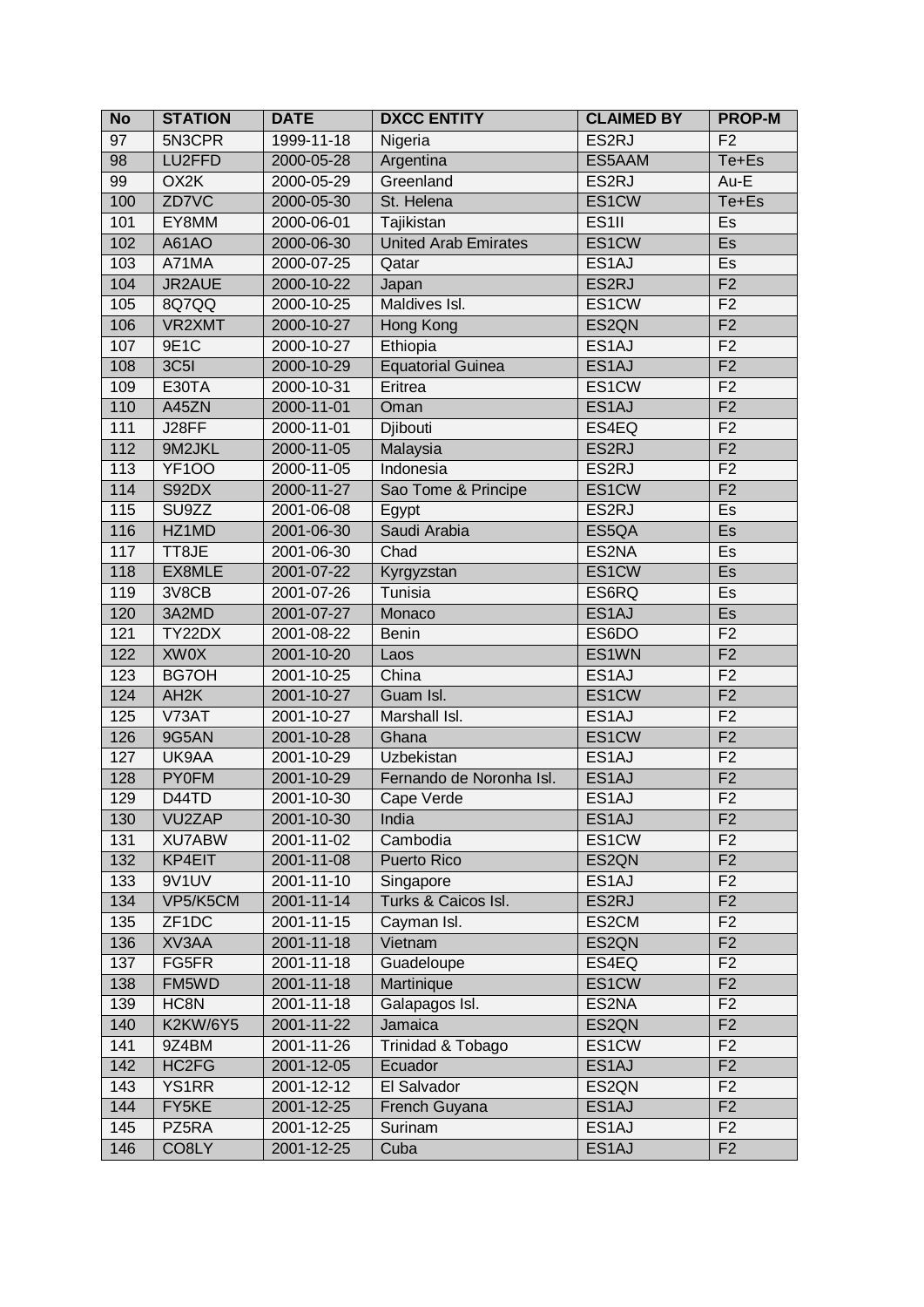| No | STATION | DATE | DXCC ENTITY | CLAIMED BY | PROP-M |
|---|---|---|---|---|---|
| 97 | 5N3CPR | 1999-11-18 | Nigeria | ES2RJ | F2 |
| 98 | LU2FFD | 2000-05-28 | Argentina | ES5AAM | Te+Es |
| 99 | OX2K | 2000-05-29 | Greenland | ES2RJ | Au-E |
| 100 | ZD7VC | 2000-05-30 | St. Helena | ES1CW | Te+Es |
| 101 | EY8MM | 2000-06-01 | Tajikistan | ES1II | Es |
| 102 | A61AO | 2000-06-30 | United Arab Emirates | ES1CW | Es |
| 103 | A71MA | 2000-07-25 | Qatar | ES1AJ | Es |
| 104 | JR2AUE | 2000-10-22 | Japan | ES2RJ | F2 |
| 105 | 8Q7QQ | 2000-10-25 | Maldives Isl. | ES1CW | F2 |
| 106 | VR2XMT | 2000-10-27 | Hong Kong | ES2QN | F2 |
| 107 | 9E1C | 2000-10-27 | Ethiopia | ES1AJ | F2 |
| 108 | 3C5I | 2000-10-29 | Equatorial Guinea | ES1AJ | F2 |
| 109 | E30TA | 2000-10-31 | Eritrea | ES1CW | F2 |
| 110 | A45ZN | 2000-11-01 | Oman | ES1AJ | F2 |
| 111 | J28FF | 2000-11-01 | Djibouti | ES4EQ | F2 |
| 112 | 9M2JKL | 2000-11-05 | Malaysia | ES2RJ | F2 |
| 113 | YF1OO | 2000-11-05 | Indonesia | ES2RJ | F2 |
| 114 | S92DX | 2000-11-27 | Sao Tome & Principe | ES1CW | F2 |
| 115 | SU9ZZ | 2001-06-08 | Egypt | ES2RJ | Es |
| 116 | HZ1MD | 2001-06-30 | Saudi Arabia | ES5QA | Es |
| 117 | TT8JE | 2001-06-30 | Chad | ES2NA | Es |
| 118 | EX8MLE | 2001-07-22 | Kyrgyzstan | ES1CW | Es |
| 119 | 3V8CB | 2001-07-26 | Tunisia | ES6RQ | Es |
| 120 | 3A2MD | 2001-07-27 | Monaco | ES1AJ | Es |
| 121 | TY22DX | 2001-08-22 | Benin | ES6DO | F2 |
| 122 | XW0X | 2001-10-20 | Laos | ES1WN | F2 |
| 123 | BG7OH | 2001-10-25 | China | ES1AJ | F2 |
| 124 | AH2K | 2001-10-27 | Guam Isl. | ES1CW | F2 |
| 125 | V73AT | 2001-10-27 | Marshall Isl. | ES1AJ | F2 |
| 126 | 9G5AN | 2001-10-28 | Ghana | ES1CW | F2 |
| 127 | UK9AA | 2001-10-29 | Uzbekistan | ES1AJ | F2 |
| 128 | PY0FM | 2001-10-29 | Fernando de Noronha Isl. | ES1AJ | F2 |
| 129 | D44TD | 2001-10-30 | Cape Verde | ES1AJ | F2 |
| 130 | VU2ZAP | 2001-10-30 | India | ES1AJ | F2 |
| 131 | XU7ABW | 2001-11-02 | Cambodia | ES1CW | F2 |
| 132 | KP4EIT | 2001-11-08 | Puerto Rico | ES2QN | F2 |
| 133 | 9V1UV | 2001-11-10 | Singapore | ES1AJ | F2 |
| 134 | VP5/K5CM | 2001-11-14 | Turks & Caicos Isl. | ES2RJ | F2 |
| 135 | ZF1DC | 2001-11-15 | Cayman Isl. | ES2CM | F2 |
| 136 | XV3AA | 2001-11-18 | Vietnam | ES2QN | F2 |
| 137 | FG5FR | 2001-11-18 | Guadeloupe | ES4EQ | F2 |
| 138 | FM5WD | 2001-11-18 | Martinique | ES1CW | F2 |
| 139 | HC8N | 2001-11-18 | Galapagos Isl. | ES2NA | F2 |
| 140 | K2KW/6Y5 | 2001-11-22 | Jamaica | ES2QN | F2 |
| 141 | 9Z4BM | 2001-11-26 | Trinidad & Tobago | ES1CW | F2 |
| 142 | HC2FG | 2001-12-05 | Ecuador | ES1AJ | F2 |
| 143 | YS1RR | 2001-12-12 | El Salvador | ES2QN | F2 |
| 144 | FY5KE | 2001-12-25 | French Guyana | ES1AJ | F2 |
| 145 | PZ5RA | 2001-12-25 | Surinam | ES1AJ | F2 |
| 146 | CO8LY | 2001-12-25 | Cuba | ES1AJ | F2 |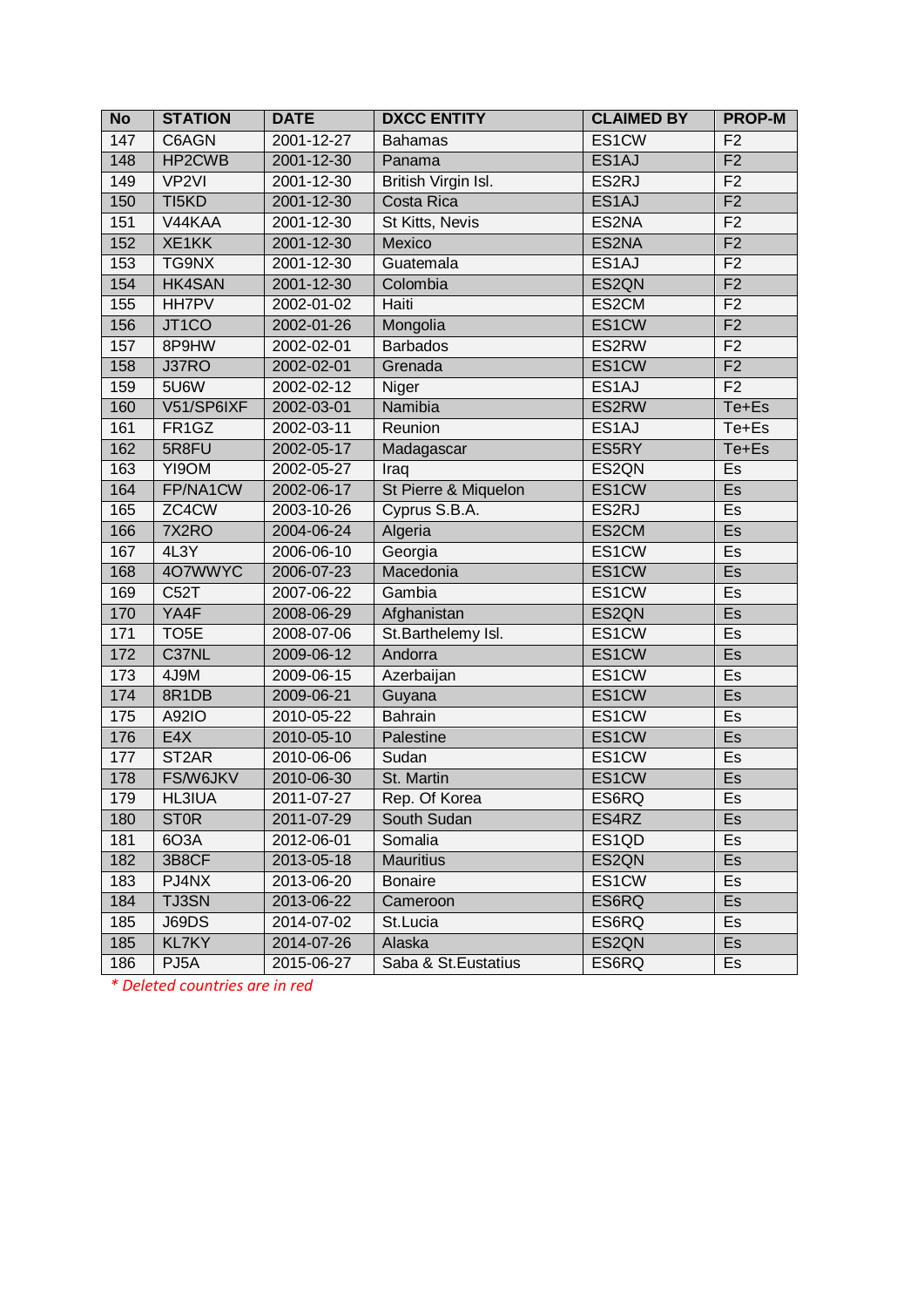| No | STATION | DATE | DXCC ENTITY | CLAIMED BY | PROP-M |
|---|---|---|---|---|---|
| 147 | C6AGN | 2001-12-27 | Bahamas | ES1CW | F2 |
| 148 | HP2CWB | 2001-12-30 | Panama | ES1AJ | F2 |
| 149 | VP2VI | 2001-12-30 | British Virgin Isl. | ES2RJ | F2 |
| 150 | TI5KD | 2001-12-30 | Costa Rica | ES1AJ | F2 |
| 151 | V44KAA | 2001-12-30 | St Kitts, Nevis | ES2NA | F2 |
| 152 | XE1KK | 2001-12-30 | Mexico | ES2NA | F2 |
| 153 | TG9NX | 2001-12-30 | Guatemala | ES1AJ | F2 |
| 154 | HK4SAN | 2001-12-30 | Colombia | ES2QN | F2 |
| 155 | HH7PV | 2002-01-02 | Haiti | ES2CM | F2 |
| 156 | JT1CO | 2002-01-26 | Mongolia | ES1CW | F2 |
| 157 | 8P9HW | 2002-02-01 | Barbados | ES2RW | F2 |
| 158 | J37RO | 2002-02-01 | Grenada | ES1CW | F2 |
| 159 | 5U6W | 2002-02-12 | Niger | ES1AJ | F2 |
| 160 | V51/SP6IXF | 2002-03-01 | Namibia | ES2RW | Te+Es |
| 161 | FR1GZ | 2002-03-11 | Reunion | ES1AJ | Te+Es |
| 162 | 5R8FU | 2002-05-17 | Madagascar | ES5RY | Te+Es |
| 163 | YI9OM | 2002-05-27 | Iraq | ES2QN | Es |
| 164 | FP/NA1CW | 2002-06-17 | St Pierre & Miquelon | ES1CW | Es |
| 165 | ZC4CW | 2003-10-26 | Cyprus S.B.A. | ES2RJ | Es |
| 166 | 7X2RO | 2004-06-24 | Algeria | ES2CM | Es |
| 167 | 4L3Y | 2006-06-10 | Georgia | ES1CW | Es |
| 168 | 4O7WWYC | 2006-07-23 | Macedonia | ES1CW | Es |
| 169 | C52T | 2007-06-22 | Gambia | ES1CW | Es |
| 170 | YA4F | 2008-06-29 | Afghanistan | ES2QN | Es |
| 171 | TO5E | 2008-07-06 | St.Barthelemy Isl. | ES1CW | Es |
| 172 | C37NL | 2009-06-12 | Andorra | ES1CW | Es |
| 173 | 4J9M | 2009-06-15 | Azerbaijan | ES1CW | Es |
| 174 | 8R1DB | 2009-06-21 | Guyana | ES1CW | Es |
| 175 | A92IO | 2010-05-22 | Bahrain | ES1CW | Es |
| 176 | E4X | 2010-05-10 | Palestine | ES1CW | Es |
| 177 | ST2AR | 2010-06-06 | Sudan | ES1CW | Es |
| 178 | FS/W6JKV | 2010-06-30 | St. Martin | ES1CW | Es |
| 179 | HL3IUA | 2011-07-27 | Rep. Of Korea | ES6RQ | Es |
| 180 | ST0R | 2011-07-29 | South Sudan | ES4RZ | Es |
| 181 | 6O3A | 2012-06-01 | Somalia | ES1QD | Es |
| 182 | 3B8CF | 2013-05-18 | Mauritius | ES2QN | Es |
| 183 | PJ4NX | 2013-06-20 | Bonaire | ES1CW | Es |
| 184 | TJ3SN | 2013-06-22 | Cameroon | ES6RQ | Es |
| 185 | J69DS | 2014-07-02 | St.Lucia | ES6RQ | Es |
| 185 | KL7KY | 2014-07-26 | Alaska | ES2QN | Es |
| 186 | PJ5A | 2015-06-27 | Saba & St.Eustatius | ES6RQ | Es |

*\* Deleted countries are in red*